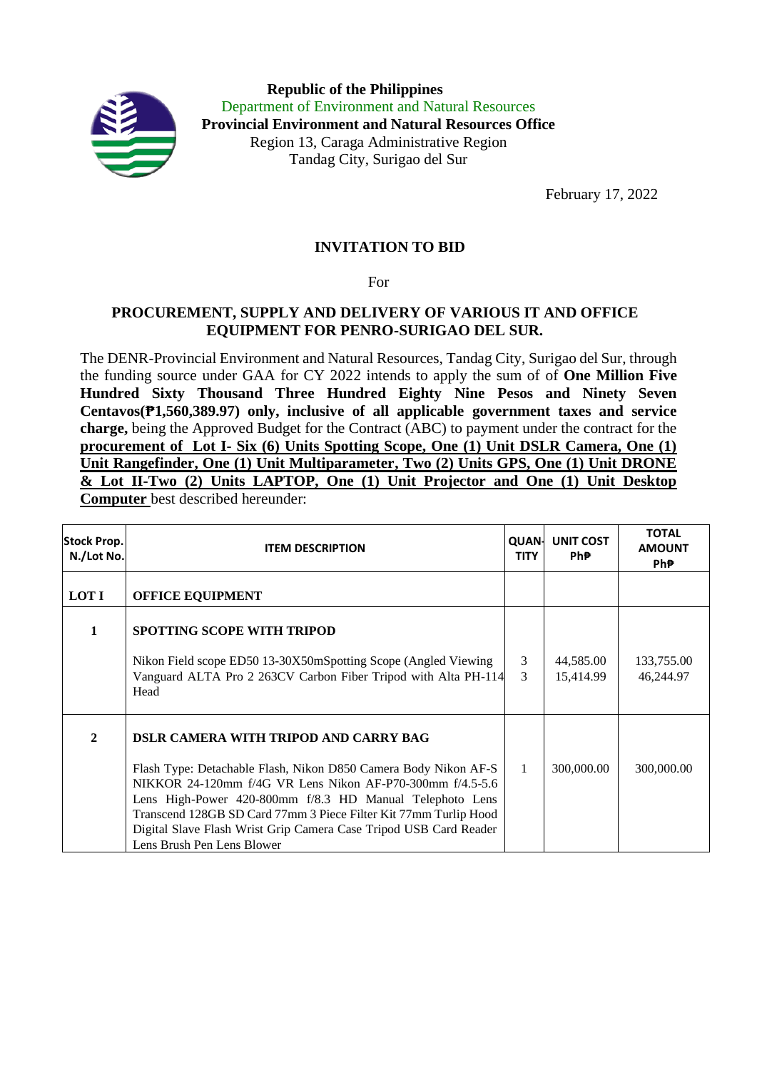**Republic of the Philippines**
Department of Environment and Natural Resources
**Provincial Environment and Natural Resources Office**
Region 13, Caraga Administrative Region
Tandag City, Surigao del Sur

February 17, 2022

## INVITATION TO BID

For

### PROCUREMENT, SUPPLY AND DELIVERY OF VARIOUS IT AND OFFICE EQUIPMENT FOR PENRO-SURIGAO DEL SUR.

The DENR-Provincial Environment and Natural Resources, Tandag City, Surigao del Sur, through the funding source under GAA for CY 2022 intends to apply the sum of of **One Million Five Hundred Sixty Thousand Three Hundred Eighty Nine Pesos and Ninety Seven Centavos(₱1,560,389.97) only, inclusive of all applicable government taxes and service charge,** being the Approved Budget for the Contract (ABC) to payment under the contract for the **procurement of Lot I- Six (6) Units Spotting Scope, One (1) Unit DSLR Camera, One (1) Unit Rangefinder, One (1) Unit Multiparameter, Two (2) Units GPS, One (1) Unit DRONE & Lot II-Two (2) Units LAPTOP, One (1) Unit Projector and One (1) Unit Desktop Computer** best described hereunder:

| Stock Prop. N./Lot No. | ITEM DESCRIPTION | QUAN-TITY | UNIT COST PhP | TOTAL AMOUNT PhP |
|---|---|---|---|---|
| **LOT I** | **OFFICE EQUIPMENT** | | | |
| **1** | **SPOTTING SCOPE WITH TRIPOD**<br><br>Nikon Field scope ED50 13-30X50mSpotting Scope (Angled Viewing<br>Vanguard ALTA Pro 2 263CV Carbon Fiber Tripod with Alta PH-114 Head | 3<br>3 | 44,585.00<br>15,414.99 | 133,755.00<br>46,244.97 |
| **2** | **DSLR CAMERA WITH TRIPOD AND CARRY BAG**<br><br>Flash Type: Detachable Flash, Nikon D850 Camera Body Nikon AF-S NIKKOR 24-120mm f/4G VR Lens Nikon AF-P70-300mm f/4.5-5.6 Lens High-Power 420-800mm f/8.3 HD Manual Telephoto Lens Transcend 128GB SD Card 77mm 3 Piece Filter Kit 77mm Turlip Hood Digital Slave Flash Wrist Grip Camera Case Tripod USB Card Reader Lens Brush Pen Lens Blower | 1 | 300,000.00 | 300,000.00 |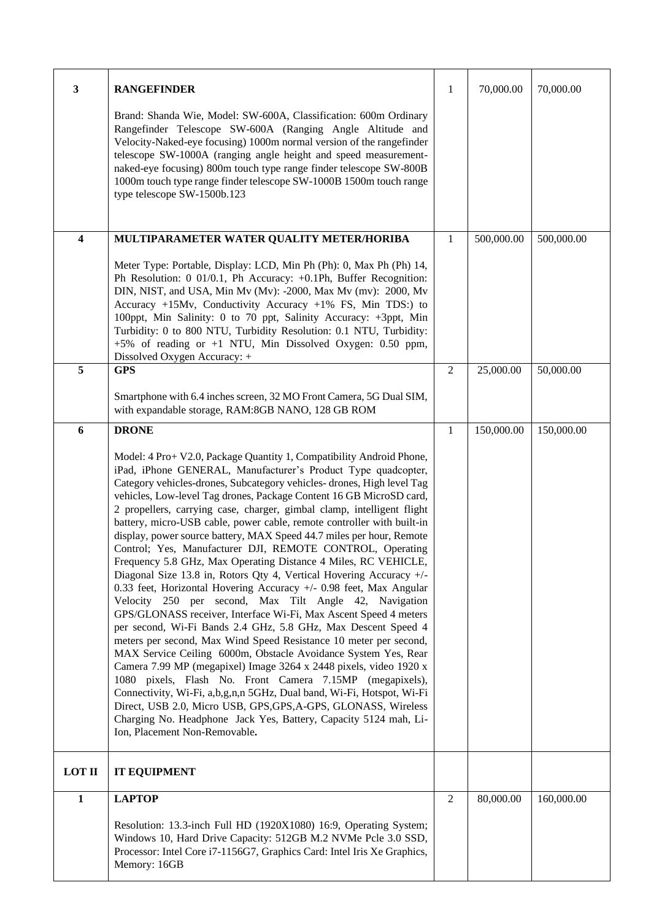| 3 | **RANGEFINDER**<br><br>Brand: Shanda Wie, Model: SW-600A, Classification: 600m Ordinary Rangefinder Telescope SW-600A (Ranging Angle Altitude and Velocity-Naked-eye focusing) 1000m normal version of the rangefinder telescope SW-1000A (ranging angle height and speed measurement-naked-eye focusing) 800m touch type range finder telescope SW-800B 1000m touch type range finder telescope SW-1000B 1500m touch range type telescope SW-1500b.123 | 1 | 70,000.00 | 70,000.00 |
|---|---|---|---|---|
| **4** | **MULTIPARAMETER WATER QUALITY METER/HORIBA**<br><br>Meter Type: Portable, Display: LCD, Min Ph (Ph): 0, Max Ph (Ph) 14, Ph Resolution: 0 01/0.1, Ph Accuracy: +0.1Ph, Buffer Recognition: DIN, NIST, and USA, Min Mv (Mv): -2000, Max Mv (mv): 2000, Mv Accuracy +15Mv, Conductivity Accuracy +1% FS, Min TDS:) to 100ppt, Min Salinity: 0 to 70 ppt, Salinity Accuracy: +3ppt, Min Turbidity: 0 to 800 NTU, Turbidity Resolution: 0.1 NTU, Turbidity: +5% of reading or +1 NTU, Min Dissolved Oxygen: 0.50 ppm, Dissolved Oxygen Accuracy: + | 1 | 500,000.00 | 500,000.00 |
| **5** | **GPS**<br><br>Smartphone with 6.4 inches screen, 32 MO Front Camera, 5G Dual SIM, with expandable storage, RAM:8GB NANO, 128 GB ROM | 2 | 25,000.00 | 50,000.00 |
| **6** | **DRONE**<br><br>Model: 4 Pro+ V2.0, Package Quantity 1, Compatibility Android Phone, iPad, iPhone GENERAL, Manufacturer's Product Type quadcopter, Category vehicles-drones, Subcategory vehicles- drones, High level Tag vehicles, Low-level Tag drones, Package Content 16 GB MicroSD card, 2 propellers, carrying case, charger, gimbal clamp, intelligent flight battery, micro-USB cable, power cable, remote controller with built-in display, power source battery, MAX Speed 44.7 miles per hour, Remote Control; Yes, Manufacturer DJI, REMOTE CONTROL, Operating Frequency 5.8 GHz, Max Operating Distance 4 Miles, RC VEHICLE, Diagonal Size 13.8 in, Rotors Qty 4, Vertical Hovering Accuracy +/- 0.33 feet, Horizontal Hovering Accuracy +/- 0.98 feet, Max Angular Velocity 250 per second, Max Tilt Angle 42, Navigation GPS/GLONASS receiver, Interface Wi-Fi, Max Ascent Speed 4 meters per second, Wi-Fi Bands 2.4 GHz, 5.8 GHz, Max Descent Speed 4 meters per second, Max Wind Speed Resistance 10 meter per second, MAX Service Ceiling 6000m, Obstacle Avoidance System Yes, Rear Camera 7.99 MP (megapixel) Image 3264 x 2448 pixels, video 1920 x 1080 pixels, Flash No. Front Camera 7.15MP (megapixels), Connectivity, Wi-Fi, a,b,g,n,n 5GHz, Dual band, Wi-Fi, Hotspot, Wi-Fi Direct, USB 2.0, Micro USB, GPS,GPS,A-GPS, GLONASS, Wireless Charging No. Headphone Jack Yes, Battery, Capacity 5124 mah, Li-Ion, Placement Non-Removable. | 1 | 150,000.00 | 150,000.00 |
| **LOT II** | **IT EQUIPMENT** | | | |
| **1** | **LAPTOP**<br><br>Resolution: 13.3-inch Full HD (1920X1080) 16:9, Operating System; Windows 10, Hard Drive Capacity: 512GB M.2 NVMe Pcle 3.0 SSD, Processor: Intel Core i7-1156G7, Graphics Card: Intel Iris Xe Graphics, Memory: 16GB | 2 | 80,000.00 | 160,000.00 |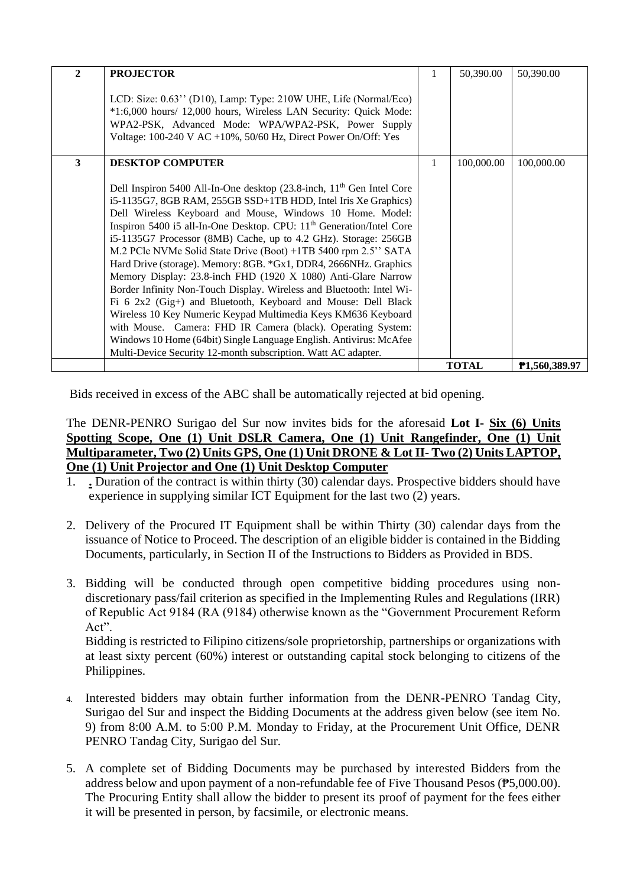| 2 | **PROJECTOR**<br><br>LCD: Size: 0.63'' (D10), Lamp: Type: 210W UHE, Life (Normal/Eco) *1:6,000 hours/ 12,000 hours, Wireless LAN Security: Quick Mode: WPA2-PSK, Advanced Mode: WPA/WPA2-PSK, Power Supply Voltage: 100-240 V AC +10%, 50/60 Hz, Direct Power On/Off: Yes | 1 | 50,390.00 | 50,390.00 |
|---|---|---|---|---|
| 3 | **DESKTOP COMPUTER**<br><br>Dell Inspiron 5400 All-In-One desktop (23.8-inch, 11th Gen Intel Core i5-1135G7, 8GB RAM, 255GB SSD+1TB HDD, Intel Iris Xe Graphics) Dell Wireless Keyboard and Mouse, Windows 10 Home. Model: Inspiron 5400 i5 all-In-One Desktop. CPU: 11th Generation/Intel Core i5-1135G7 Processor (8MB) Cache, up to 4.2 GHz). Storage: 256GB M.2 PCle NVMe Solid State Drive (Boot) +1TB 5400 rpm 2.5'' SATA Hard Drive (storage). Memory: 8GB. *Gx1, DDR4, 2666NHz. Graphics Memory Display: 23.8-inch FHD (1920 X 1080) Anti-Glare Narrow Border Infinity Non-Touch Display. Wireless and Bluetooth: Intel Wi-Fi 6 2x2 (Gig+) and Bluetooth, Keyboard and Mouse: Dell Black Wireless 10 Key Numeric Keypad Multimedia Keys KM636 Keyboard with Mouse. Camera: FHD IR Camera (black). Operating System: Windows 10 Home (64bit) Single Language English. Antivirus: McAfee Multi-Device Security 12-month subscription. Watt AC adapter. | 1 | 100,000.00 | 100,000.00 |
| | | | **TOTAL** | **₱1,560,389.97** |

Bids received in excess of the ABC shall be automatically rejected at bid opening.

The DENR-PENRO Surigao del Sur now invites bids for the aforesaid **Lot I- <u>Six (6) Units Spotting Scope, One (1) Unit DSLR Camera, One (1) Unit Rangefinder, One (1) Unit Multiparameter, Two (2) Units GPS, One (1) Unit DRONE & Lot II- Two (2) Units LAPTOP, One (1) Unit Projector and One (1) Unit Desktop Computer</u>**

1. **.** Duration of the contract is within thirty (30) calendar days. Prospective bidders should have experience in supplying similar ICT Equipment for the last two (2) years.

2. Delivery of the Procured IT Equipment shall be within Thirty (30) calendar days from the issuance of Notice to Proceed. The description of an eligible bidder is contained in the Bidding Documents, particularly, in Section II of the Instructions to Bidders as Provided in BDS.

3. Bidding will be conducted through open competitive bidding procedures using non-discretionary pass/fail criterion as specified in the Implementing Rules and Regulations (IRR) of Republic Act 9184 (RA (9184) otherwise known as the "Government Procurement Reform Act".

   Bidding is restricted to Filipino citizens/sole proprietorship, partnerships or organizations with at least sixty percent (60%) interest or outstanding capital stock belonging to citizens of the Philippines.

4. Interested bidders may obtain further information from the DENR-PENRO Tandag City, Surigao del Sur and inspect the Bidding Documents at the address given below (see item No. 9) from 8:00 A.M. to 5:00 P.M. Monday to Friday, at the Procurement Unit Office, DENR PENRO Tandag City, Surigao del Sur.

5. A complete set of Bidding Documents may be purchased by interested Bidders from the address below and upon payment of a non-refundable fee of Five Thousand Pesos (₱5,000.00). The Procuring Entity shall allow the bidder to present its proof of payment for the fees either it will be presented in person, by facsimile, or electronic means.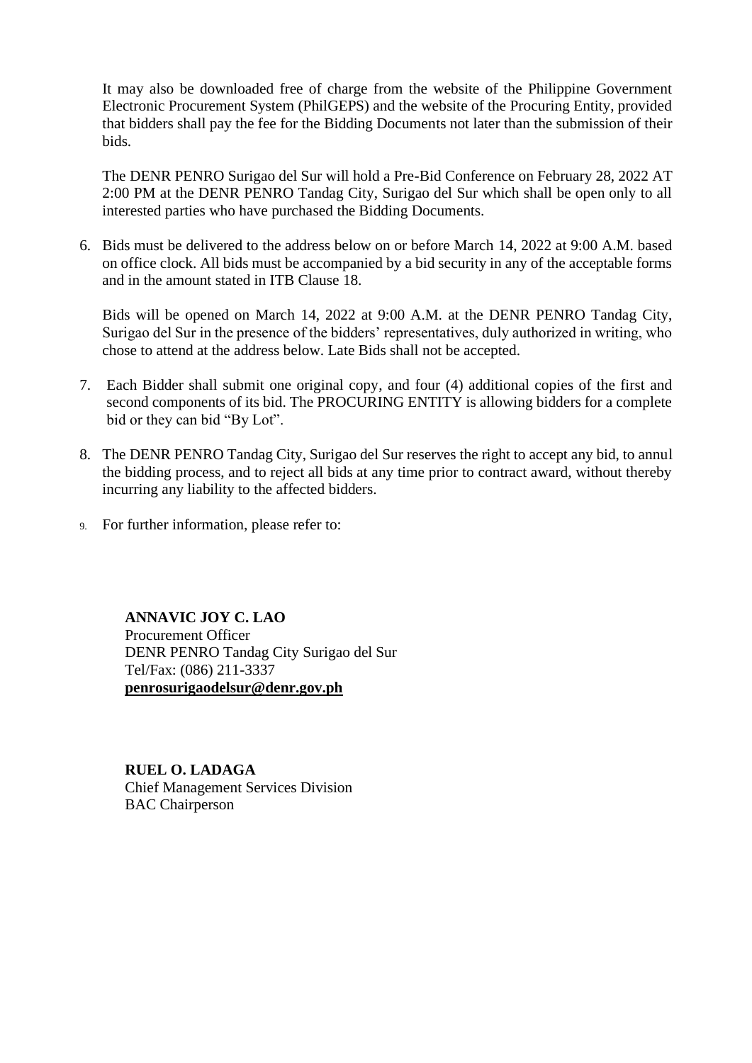It may also be downloaded free of charge from the website of the Philippine Government Electronic Procurement System (PhilGEPS) and the website of the Procuring Entity, provided that bidders shall pay the fee for the Bidding Documents not later than the submission of their bids.

The DENR PENRO Surigao del Sur will hold a Pre-Bid Conference on February 28, 2022 AT 2:00 PM at the DENR PENRO Tandag City, Surigao del Sur which shall be open only to all interested parties who have purchased the Bidding Documents.

6. Bids must be delivered to the address below on or before March 14, 2022 at 9:00 A.M. based on office clock. All bids must be accompanied by a bid security in any of the acceptable forms and in the amount stated in ITB Clause 18.

   Bids will be opened on March 14, 2022 at 9:00 A.M. at the DENR PENRO Tandag City, Surigao del Sur in the presence of the bidders' representatives, duly authorized in writing, who chose to attend at the address below. Late Bids shall not be accepted.

7. Each Bidder shall submit one original copy, and four (4) additional copies of the first and second components of its bid. The PROCURING ENTITY is allowing bidders for a complete bid or they can bid "By Lot".

8. The DENR PENRO Tandag City, Surigao del Sur reserves the right to accept any bid, to annul the bidding process, and to reject all bids at any time prior to contract award, without thereby incurring any liability to the affected bidders.

9. For further information, please refer to:

**ANNAVIC JOY C. LAO**
Procurement Officer
DENR PENRO Tandag City Surigao del Sur
Tel/Fax: (086) 211-3337
**penrosurigaodelsur@denr.gov.ph**

**RUEL O. LADAGA**
Chief Management Services Division
BAC Chairperson